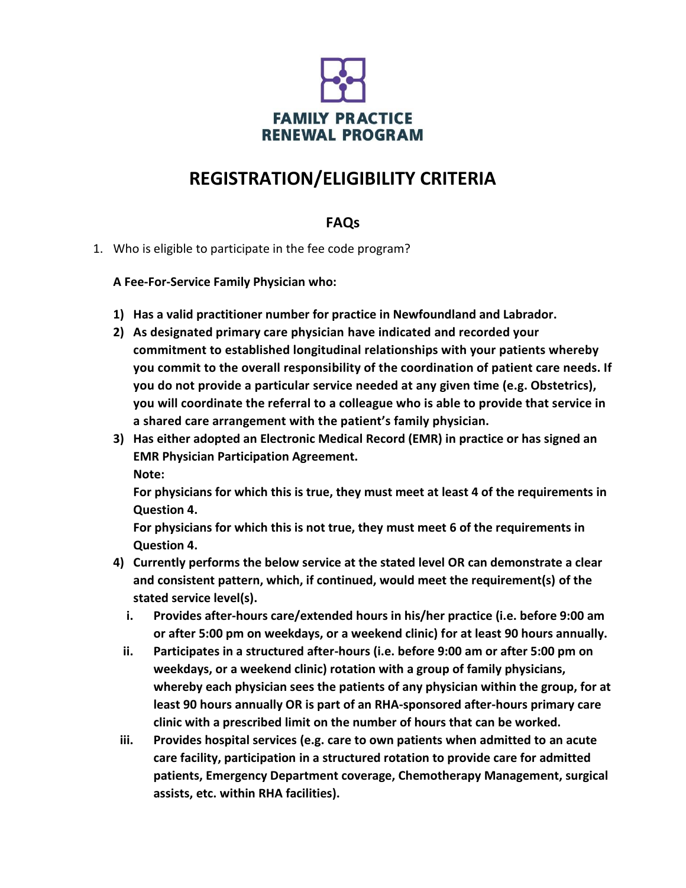FAMILY PRACTICE
RENEWAL PROGRAM

# REGISTRATION/ELIGIBILITY CRITERIA

## FAQs

1. Who is eligible to participate in the fee code program?

   **A Fee-For-Service Family Physician who:**

   1) **Has a valid practitioner number for practice in Newfoundland and Labrador.**
   2) **As designated primary care physician have indicated and recorded your commitment to established longitudinal relationships with your patients whereby you commit to the overall responsibility of the coordination of patient care needs. If you do not provide a particular service needed at any given time (e.g. Obstetrics), you will coordinate the referral to a colleague who is able to provide that service in a shared care arrangement with the patient's family physician.**
   3) **Has either adopted an Electronic Medical Record (EMR) in practice or has signed an EMR Physician Participation Agreement.**
      **Note:**
      **For physicians for which this is true, they must meet at least 4 of the requirements in Question 4.**
      **For physicians for which this is not true, they must meet 6 of the requirements in Question 4.**
   4) **Currently performs the below service at the stated level OR can demonstrate a clear and consistent pattern, which, if continued, would meet the requirement(s) of the stated service level(s).**
      i. **Provides after-hours care/extended hours in his/her practice (i.e. before 9:00 am or after 5:00 pm on weekdays, or a weekend clinic) for at least 90 hours annually.**
      ii. **Participates in a structured after-hours (i.e. before 9:00 am or after 5:00 pm on weekdays, or a weekend clinic) rotation with a group of family physicians, whereby each physician sees the patients of any physician within the group, for at least 90 hours annually OR is part of an RHA-sponsored after-hours primary care clinic with a prescribed limit on the number of hours that can be worked.**
      iii. **Provides hospital services (e.g. care to own patients when admitted to an acute care facility, participation in a structured rotation to provide care for admitted patients, Emergency Department coverage, Chemotherapy Management, surgical assists, etc. within RHA facilities).**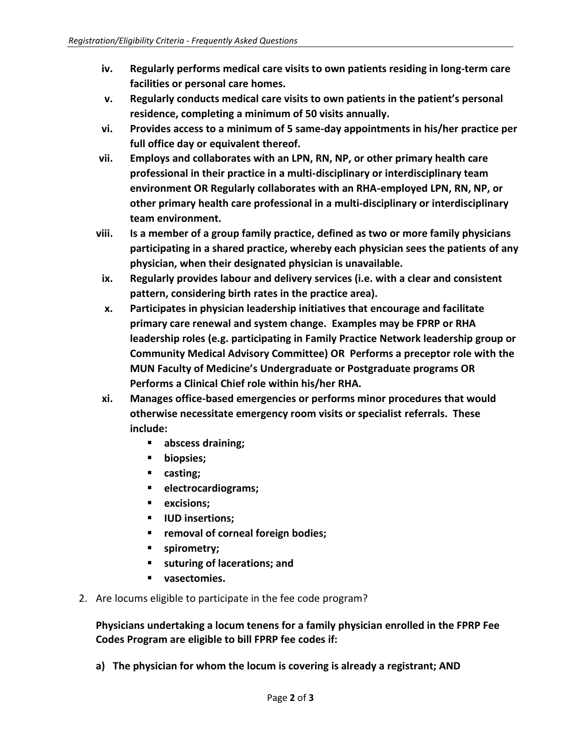- **iv. Regularly performs medical care visits to own patients residing in long-term care facilities or personal care homes.**
- **v. Regularly conducts medical care visits to own patients in the patient's personal residence, completing a minimum of 50 visits annually.**
- **vi. Provides access to a minimum of 5 same-day appointments in his/her practice per full office day or equivalent thereof.**
- **vii. Employs and collaborates with an LPN, RN, NP, or other primary health care professional in their practice in a multi-disciplinary or interdisciplinary team environment OR Regularly collaborates with an RHA-employed LPN, RN, NP, or other primary health care professional in a multi-disciplinary or interdisciplinary team environment.**
- **viii. Is a member of a group family practice, defined as two or more family physicians participating in a shared practice, whereby each physician sees the patients of any physician, when their designated physician is unavailable.**
- **ix. Regularly provides labour and delivery services (i.e. with a clear and consistent pattern, considering birth rates in the practice area).**
- **x. Participates in physician leadership initiatives that encourage and facilitate primary care renewal and system change. Examples may be FPRP or RHA leadership roles (e.g. participating in Family Practice Network leadership group or Community Medical Advisory Committee) OR Performs a preceptor role with the MUN Faculty of Medicine's Undergraduate or Postgraduate programs OR Performs a Clinical Chief role within his/her RHA.**
- **xi. Manages office-based emergencies or performs minor procedures that would otherwise necessitate emergency room visits or specialist referrals. These include:**
  - **abscess draining;**
  - **biopsies;**
  - **casting;**
  - **electrocardiograms;**
  - **excisions;**
  - **IUD insertions;**
  - **removal of corneal foreign bodies;**
  - **spirometry;**
  - **suturing of lacerations; and**
  - **vasectomies.**

2. Are locums eligible to participate in the fee code program?

   **Physicians undertaking a locum tenens for a family physician enrolled in the FPRP Fee Codes Program are eligible to bill FPRP fee codes if:**

   **a) The physician for whom the locum is covering is already a registrant; AND**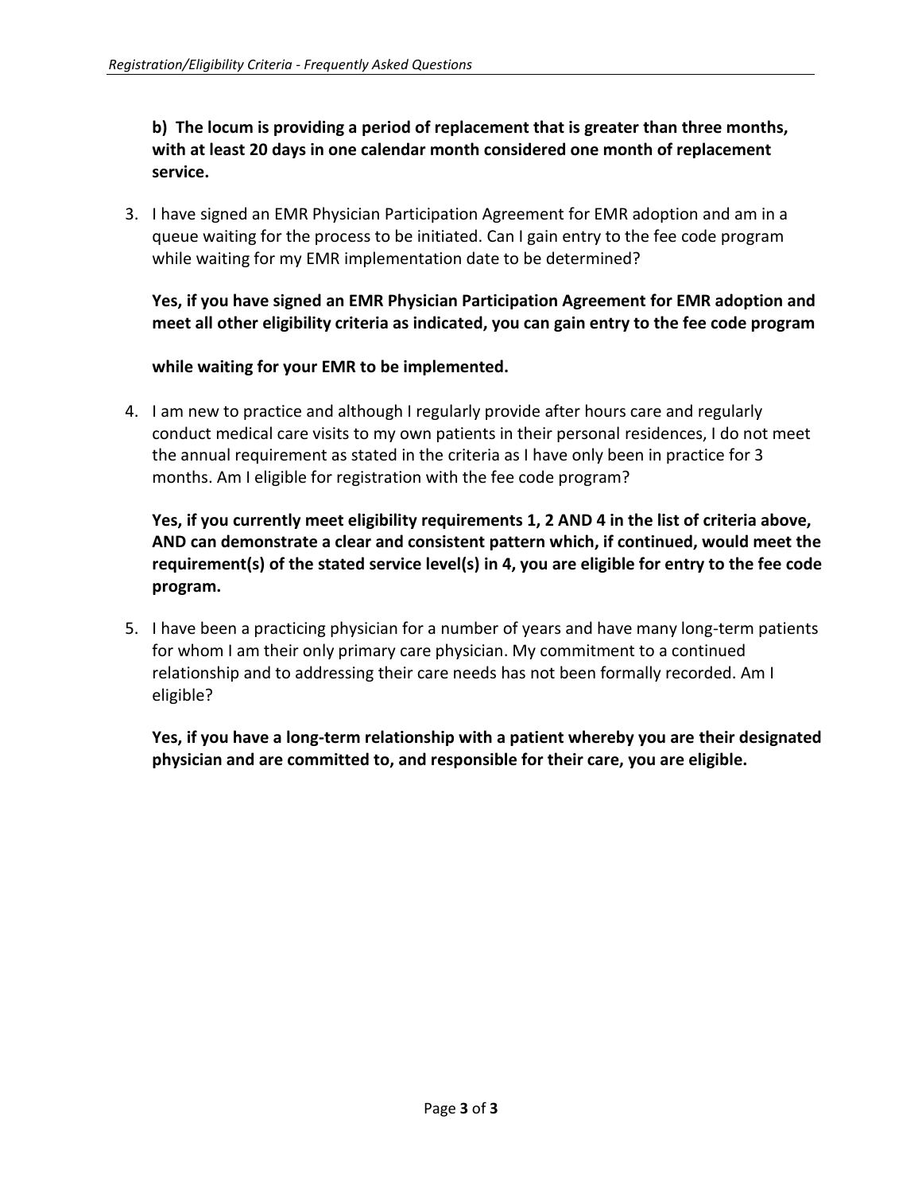**b) The locum is providing a period of replacement that is greater than three months, with at least 20 days in one calendar month considered one month of replacement service.**

3. I have signed an EMR Physician Participation Agreement for EMR adoption and am in a queue waiting for the process to be initiated. Can I gain entry to the fee code program while waiting for my EMR implementation date to be determined?

   **Yes, if you have signed an EMR Physician Participation Agreement for EMR adoption and meet all other eligibility criteria as indicated, you can gain entry to the fee code program while waiting for your EMR to be implemented.**

4. I am new to practice and although I regularly provide after hours care and regularly conduct medical care visits to my own patients in their personal residences, I do not meet the annual requirement as stated in the criteria as I have only been in practice for 3 months. Am I eligible for registration with the fee code program?

   **Yes, if you currently meet eligibility requirements 1, 2 AND 4 in the list of criteria above, AND can demonstrate a clear and consistent pattern which, if continued, would meet the requirement(s) of the stated service level(s) in 4, you are eligible for entry to the fee code program.**

5. I have been a practicing physician for a number of years and have many long-term patients for whom I am their only primary care physician. My commitment to a continued relationship and to addressing their care needs has not been formally recorded. Am I eligible?

   **Yes, if you have a long-term relationship with a patient whereby you are their designated physician and are committed to, and responsible for their care, you are eligible.**